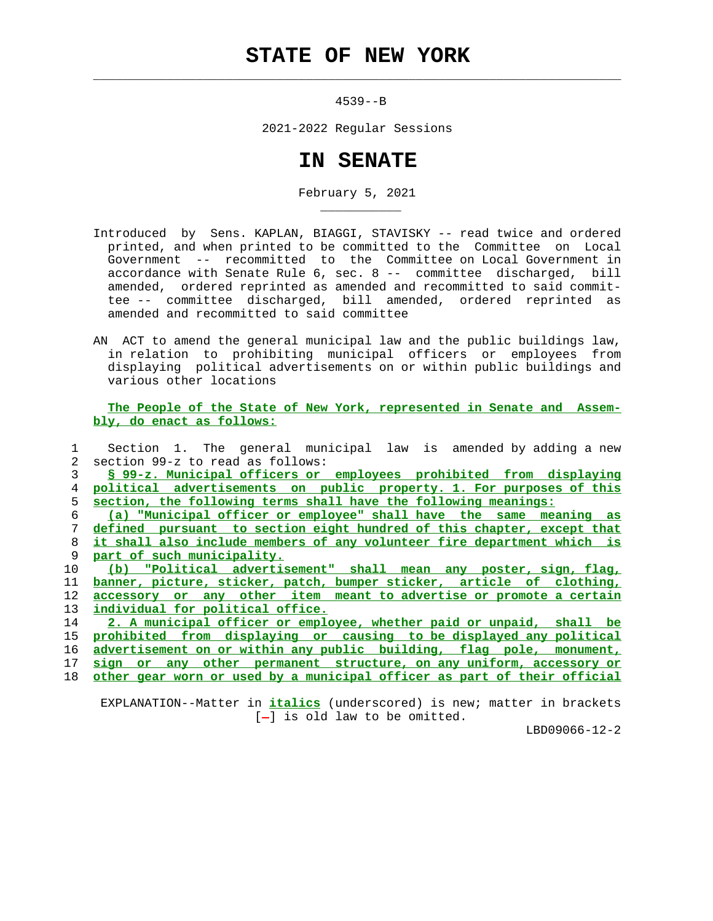# STATE OF NEW YORK

4539--B

2021-2022 Regular Sessions

# IN SENATE

February 5, 2021

Introduced by Sens. KAPLAN, BIAGGI, STAVISKY -- read twice and ordered printed, and when printed to be committed to the Committee on Local Government -- recommitted to the Committee on Local Government in accordance with Senate Rule 6, sec. 8 -- committee discharged, bill amended, ordered reprinted as amended and recommitted to said committee -- committee discharged, bill amended, ordered reprinted as amended and recommitted to said committee

AN ACT to amend the general municipal law and the public buildings law, in relation to prohibiting municipal officers or employees from displaying political advertisements on or within public buildings and various other locations

**The People of the State of New York, represented in Senate and Assembly, do enact as follows:**

1 Section 1. The general municipal law is amended by adding a new
2 section 99-z to read as follows:
3 **§ 99-z. Municipal officers or employees prohibited from displaying**
4 **political advertisements on public property. 1. For purposes of this**
5 **section, the following terms shall have the following meanings:**
6 **(a) "Municipal officer or employee" shall have the same meaning as**
7 **defined pursuant to section eight hundred of this chapter, except that**
8 **it shall also include members of any volunteer fire department which is**
9 **part of such municipality.**
10 **(b) "Political advertisement" shall mean any poster, sign, flag,**
11 **banner, picture, sticker, patch, bumper sticker, article of clothing,**
12 **accessory or any other item meant to advertise or promote a certain**
13 **individual for political office.**
14 **2. A municipal officer or employee, whether paid or unpaid, shall be**
15 **prohibited from displaying or causing to be displayed any political**
16 **advertisement on or within any public building, flag pole, monument,**
17 **sign or any other permanent structure, on any uniform, accessory or**
18 **other gear worn or used by a municipal officer as part of their official**

EXPLANATION--Matter in ***italics*** (underscored) is new; matter in brackets [-] is old law to be omitted.

LBD09066-12-2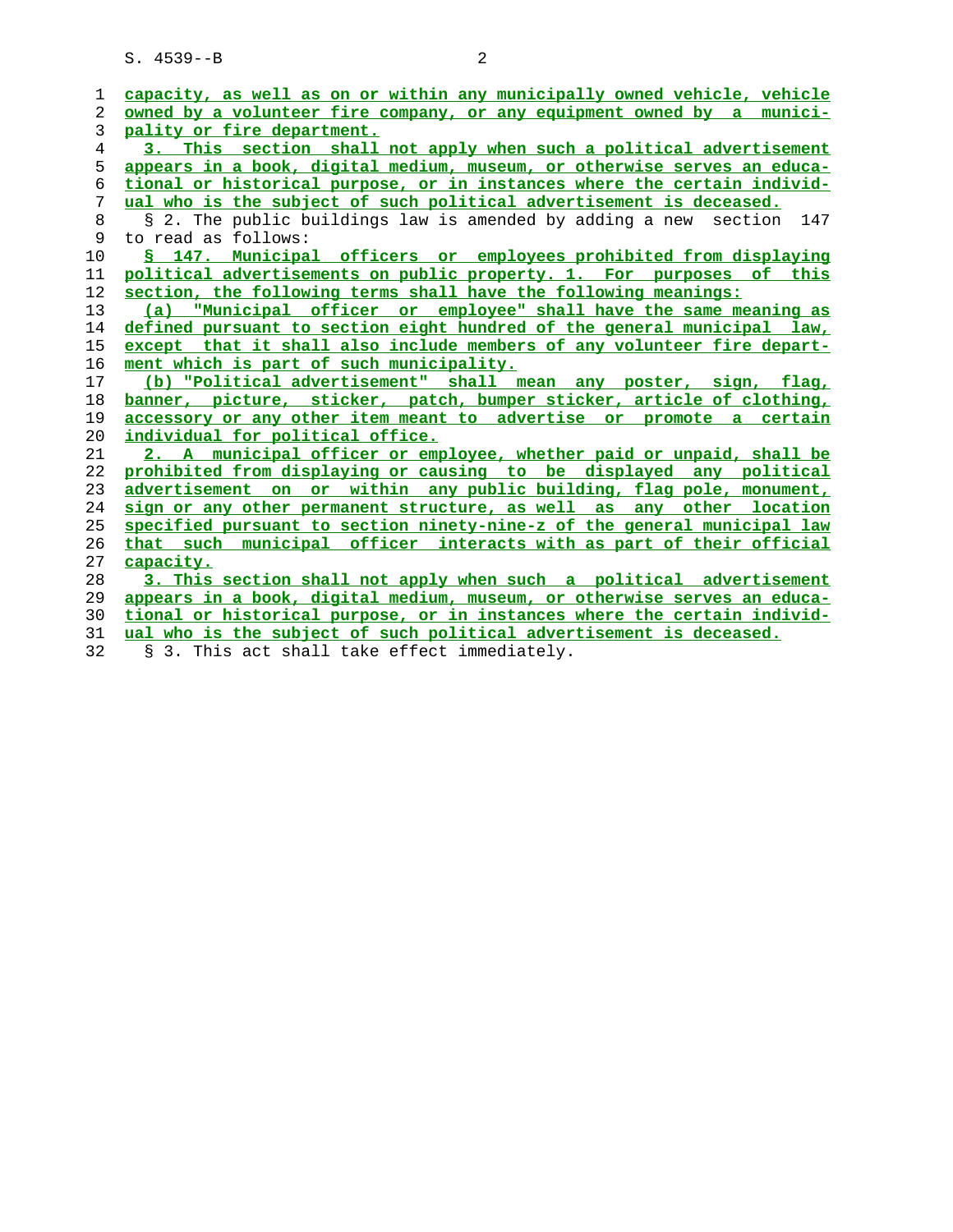capacity, as well as on or within any municipally owned vehicle, vehicle owned by a volunteer fire company, or any equipment owned by a municipality or fire department.

3. This section shall not apply when such a political advertisement appears in a book, digital medium, museum, or otherwise serves an educational or historical purpose, or in instances where the certain individual who is the subject of such political advertisement is deceased.

§ 2. The public buildings law is amended by adding a new section 147 to read as follows:

§ 147. Municipal officers or employees prohibited from displaying political advertisements on public property. 1. For purposes of this section, the following terms shall have the following meanings:

(a) "Municipal officer or employee" shall have the same meaning as defined pursuant to section eight hundred of the general municipal law, except that it shall also include members of any volunteer fire department which is part of such municipality.

(b) "Political advertisement" shall mean any poster, sign, flag, banner, picture, sticker, patch, bumper sticker, article of clothing, accessory or any other item meant to advertise or promote a certain individual for political office.

2. A municipal officer or employee, whether paid or unpaid, shall be prohibited from displaying or causing to be displayed any political advertisement on or within any public building, flag pole, monument, sign or any other permanent structure, as well as any other location specified pursuant to section ninety-nine-z of the general municipal law that such municipal officer interacts with as part of their official capacity.

3. This section shall not apply when such a political advertisement appears in a book, digital medium, museum, or otherwise serves an educational or historical purpose, or in instances where the certain individual who is the subject of such political advertisement is deceased.

§ 3. This act shall take effect immediately.